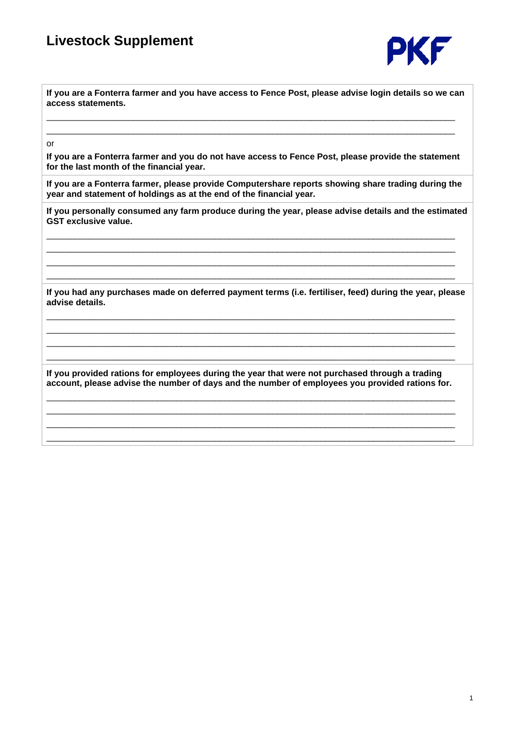# Livestock Supplement

PKF

**If you are a Fonterra farmer and you have access to Fence Post, please advise login details so we can access statements.**

________________________________________________________________________________

________________________________________________________________________________

or

**If you are a Fonterra farmer and you do not have access to Fence Post, please provide the statement for the last month of the financial year.**

**If you are a Fonterra farmer, please provide Computershare reports showing share trading during the year and statement of holdings as at the end of the financial year.**

**If you personally consumed any farm produce during the year, please advise details and the estimated GST exclusive value.**

________________________________________________________________________________

________________________________________________________________________________

________________________________________________________________________________

________________________________________________________________________________

**If you had any purchases made on deferred payment terms (i.e. fertiliser, feed) during the year, please advise details.**

________________________________________________________________________________

________________________________________________________________________________

________________________________________________________________________________

________________________________________________________________________________

**If you provided rations for employees during the year that were not purchased through a trading account, please advise the number of days and the number of employees you provided rations for.**

________________________________________________________________________________

________________________________________________________________________________

________________________________________________________________________________

________________________________________________________________________________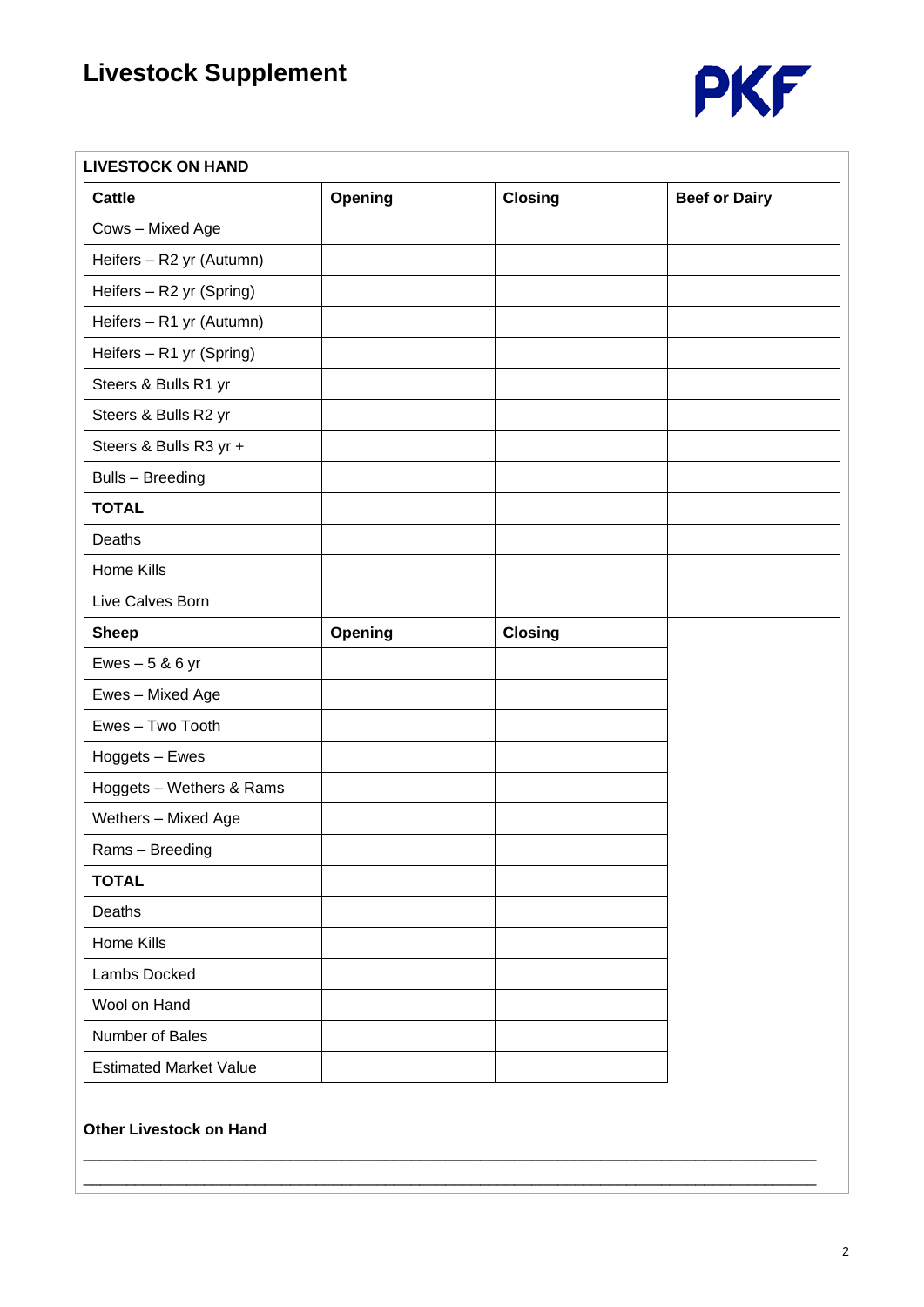# Livestock Supplement

PKF

**LIVESTOCK ON HAND**

| **Cattle** | **Opening** | **Closing** | **Beef or Dairy** |
|---|---|---|---|
| Cows – Mixed Age | | | |
| Heifers – R2 yr (Autumn) | | | |
| Heifers – R2 yr (Spring) | | | |
| Heifers – R1 yr (Autumn) | | | |
| Heifers – R1 yr (Spring) | | | |
| Steers & Bulls R1 yr | | | |
| Steers & Bulls R2 yr | | | |
| Steers & Bulls R3 yr + | | | |
| Bulls – Breeding | | | |
| **TOTAL** | | | |
| Deaths | | | |
| Home Kills | | | |
| Live Calves Born | | | |

| **Sheep** | **Opening** | **Closing** |
|---|---|---|
| Ewes – 5 & 6 yr | | |
| Ewes – Mixed Age | | |
| Ewes – Two Tooth | | |
| Hoggets – Ewes | | |
| Hoggets – Wethers & Rams | | |
| Wethers – Mixed Age | | |
| Rams – Breeding | | |
| **TOTAL** | | |
| Deaths | | |
| Home Kills | | |
| Lambs Docked | | |
| Wool on Hand | | |
| Number of Bales | | |
| Estimated Market Value | | |

**Other Livestock on Hand**

________________________________________________________________________________

________________________________________________________________________________